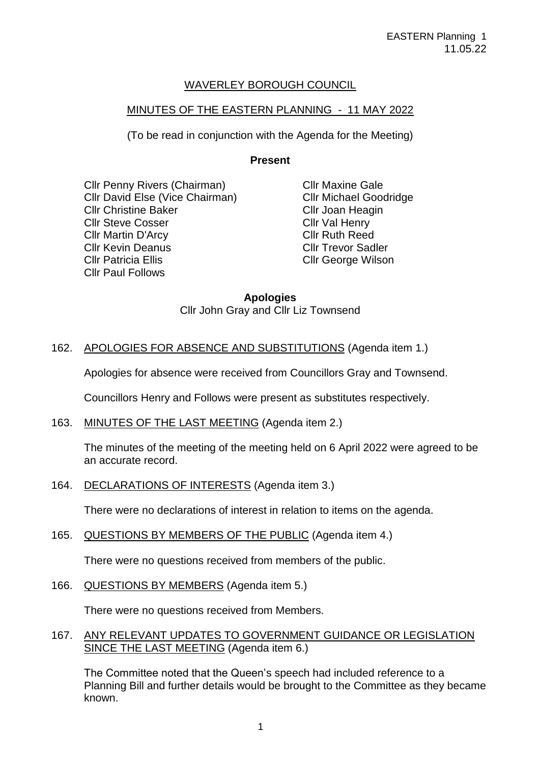WAVERLEY BOROUGH COUNCIL

MINUTES OF THE EASTERN PLANNING - 11 MAY 2022

(To be read in conjunction with the Agenda for the Meeting)

**Present**

Cllr Penny Rivers (Chairman)
Cllr David Else (Vice Chairman)
Cllr Christine Baker
Cllr Steve Cosser
Cllr Martin D'Arcy
Cllr Kevin Deanus
Cllr Patricia Ellis
Cllr Paul Follows
Cllr Maxine Gale
Cllr Michael Goodridge
Cllr Joan Heagin
Cllr Val Henry
Cllr Ruth Reed
Cllr Trevor Sadler
Cllr George Wilson

**Apologies**
Cllr John Gray and Cllr Liz Townsend

162. APOLOGIES FOR ABSENCE AND SUBSTITUTIONS (Agenda item 1.)

Apologies for absence were received from Councillors Gray and Townsend.

Councillors Henry and Follows were present as substitutes respectively.

163. MINUTES OF THE LAST MEETING (Agenda item 2.)

The minutes of the meeting of the meeting held on 6 April 2022 were agreed to be an accurate record.

164. DECLARATIONS OF INTERESTS (Agenda item 3.)

There were no declarations of interest in relation to items on the agenda.

165. QUESTIONS BY MEMBERS OF THE PUBLIC (Agenda item 4.)

There were no questions received from members of the public.

166. QUESTIONS BY MEMBERS (Agenda item 5.)

There were no questions received from Members.

167. ANY RELEVANT UPDATES TO GOVERNMENT GUIDANCE OR LEGISLATION SINCE THE LAST MEETING (Agenda item 6.)

The Committee noted that the Queen's speech had included reference to a Planning Bill and further details would be brought to the Committee as they became known.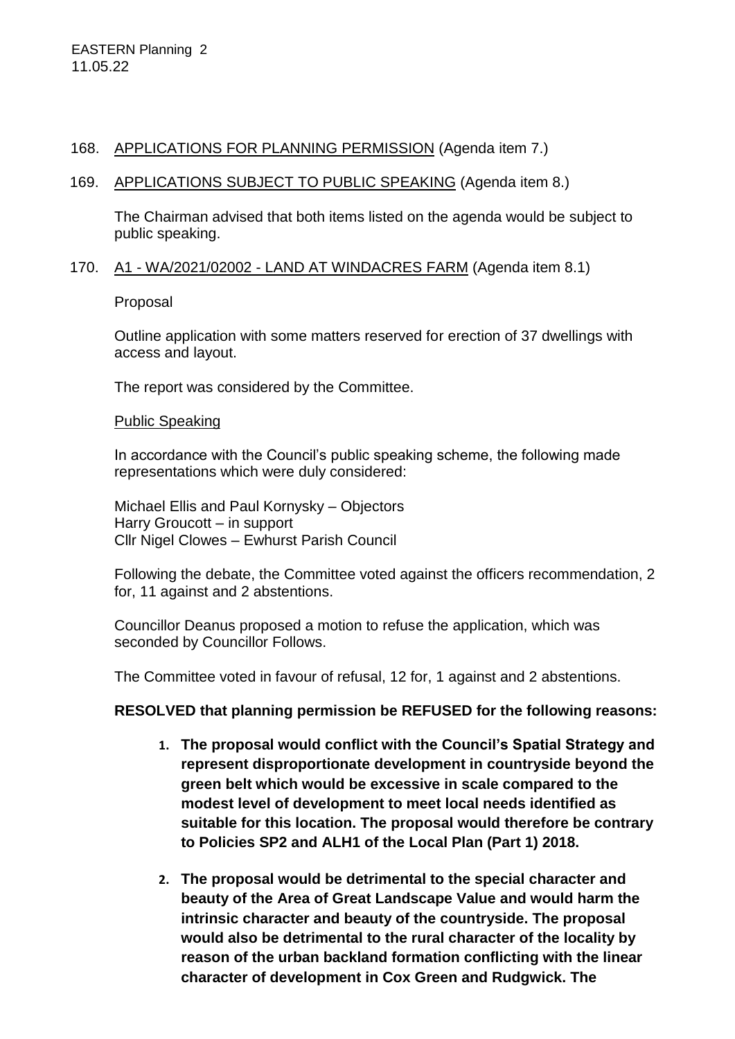168. <u>APPLICATIONS FOR PLANNING PERMISSION</u> (Agenda item 7.)

169. <u>APPLICATIONS SUBJECT TO PUBLIC SPEAKING</u> (Agenda item 8.)

The Chairman advised that both items listed on the agenda would be subject to public speaking.

170. <u>A1 - WA/2021/02002 - LAND AT WINDACRES FARM</u> (Agenda item 8.1)

Proposal

Outline application with some matters reserved for erection of 37 dwellings with access and layout.

The report was considered by the Committee.

<u>Public Speaking</u>

In accordance with the Council's public speaking scheme, the following made representations which were duly considered:

Michael Ellis and Paul Kornysky – Objectors
Harry Groucott – in support
Cllr Nigel Clowes – Ewhurst Parish Council

Following the debate, the Committee voted against the officers recommendation, 2 for, 11 against and 2 abstentions.

Councillor Deanus proposed a motion to refuse the application, which was seconded by Councillor Follows.

The Committee voted in favour of refusal, 12 for, 1 against and 2 abstentions.

**RESOLVED that planning permission be REFUSED for the following reasons:**

1. **The proposal would conflict with the Council's Spatial Strategy and represent disproportionate development in countryside beyond the green belt which would be excessive in scale compared to the modest level of development to meet local needs identified as suitable for this location. The proposal would therefore be contrary to Policies SP2 and ALH1 of the Local Plan (Part 1) 2018.**

2. **The proposal would be detrimental to the special character and beauty of the Area of Great Landscape Value and would harm the intrinsic character and beauty of the countryside. The proposal would also be detrimental to the rural character of the locality by reason of the urban backland formation conflicting with the linear character of development in Cox Green and Rudgwick. The**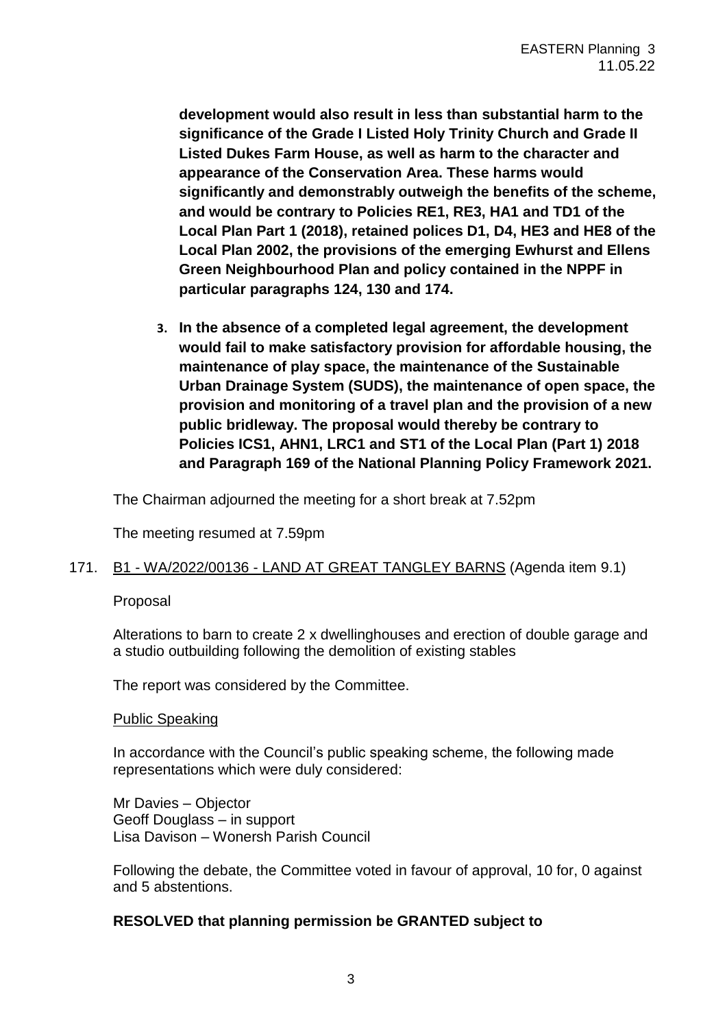**development would also result in less than substantial harm to the significance of the Grade I Listed Holy Trinity Church and Grade II Listed Dukes Farm House, as well as harm to the character and appearance of the Conservation Area. These harms would significantly and demonstrably outweigh the benefits of the scheme, and would be contrary to Policies RE1, RE3, HA1 and TD1 of the Local Plan Part 1 (2018), retained polices D1, D4, HE3 and HE8 of the Local Plan 2002, the provisions of the emerging Ewhurst and Ellens Green Neighbourhood Plan and policy contained in the NPPF in particular paragraphs 124, 130 and 174.**

3. **In the absence of a completed legal agreement, the development would fail to make satisfactory provision for affordable housing, the maintenance of play space, the maintenance of the Sustainable Urban Drainage System (SUDS), the maintenance of open space, the provision and monitoring of a travel plan and the provision of a new public bridleway. The proposal would thereby be contrary to Policies ICS1, AHN1, LRC1 and ST1 of the Local Plan (Part 1) 2018 and Paragraph 169 of the National Planning Policy Framework 2021.**

The Chairman adjourned the meeting for a short break at 7.52pm

The meeting resumed at 7.59pm

171. B1 - WA/2022/00136 - LAND AT GREAT TANGLEY BARNS (Agenda item 9.1)

Proposal

Alterations to barn to create 2 x dwellinghouses and erection of double garage and a studio outbuilding following the demolition of existing stables

The report was considered by the Committee.

Public Speaking

In accordance with the Council's public speaking scheme, the following made representations which were duly considered:

Mr Davies – Objector
Geoff Douglass – in support
Lisa Davison – Wonersh Parish Council

Following the debate, the Committee voted in favour of approval, 10 for, 0 against and 5 abstentions.

**RESOLVED that planning permission be GRANTED subject to**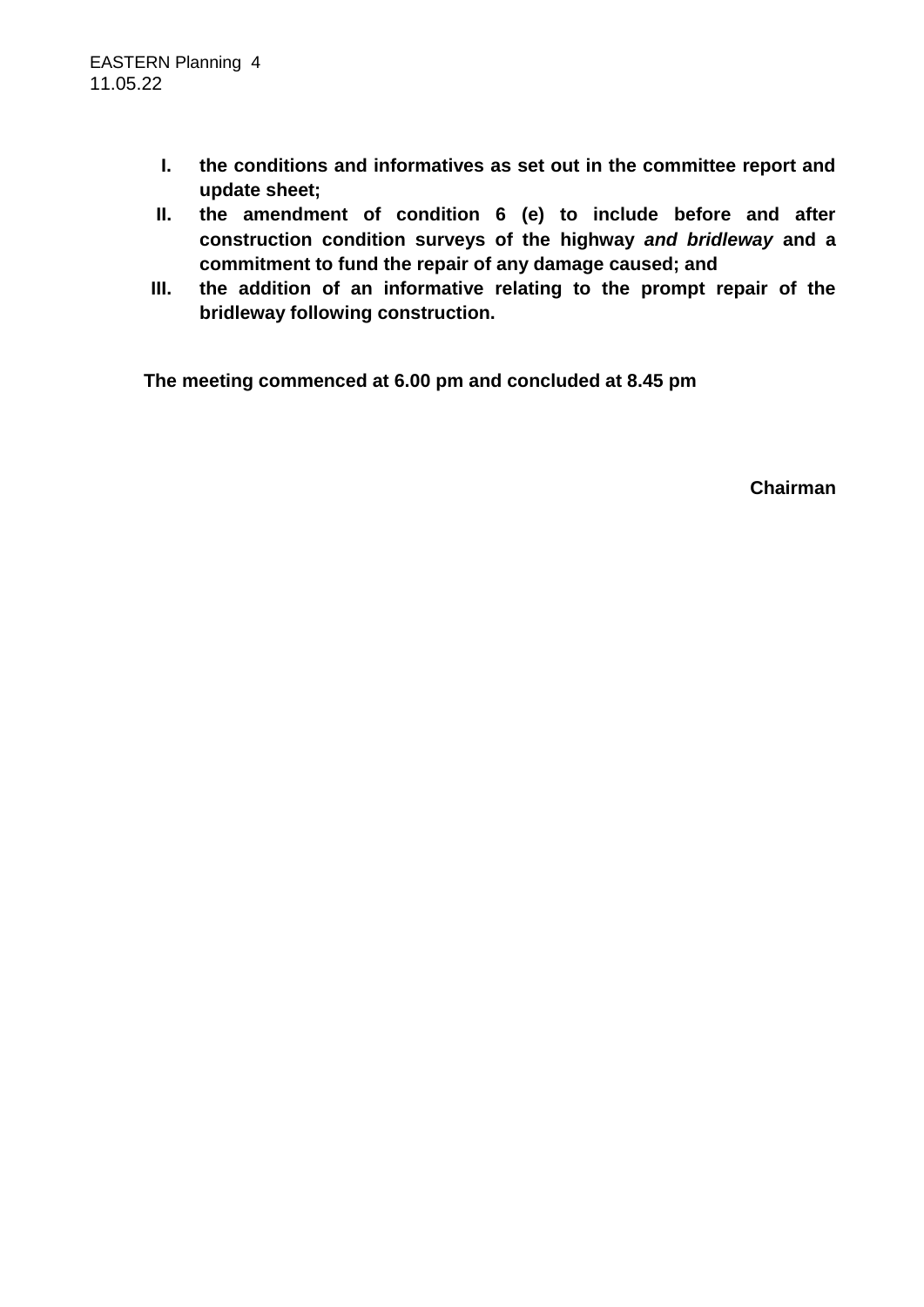I. **the conditions and informatives as set out in the committee report and update sheet;**
II. **the amendment of condition 6 (e) to include before and after construction condition surveys of the highway *and bridleway* and a commitment to fund the repair of any damage caused; and**
III. **the addition of an informative relating to the prompt repair of the bridleway following construction.**

**The meeting commenced at 6.00 pm and concluded at 8.45 pm**

**Chairman**